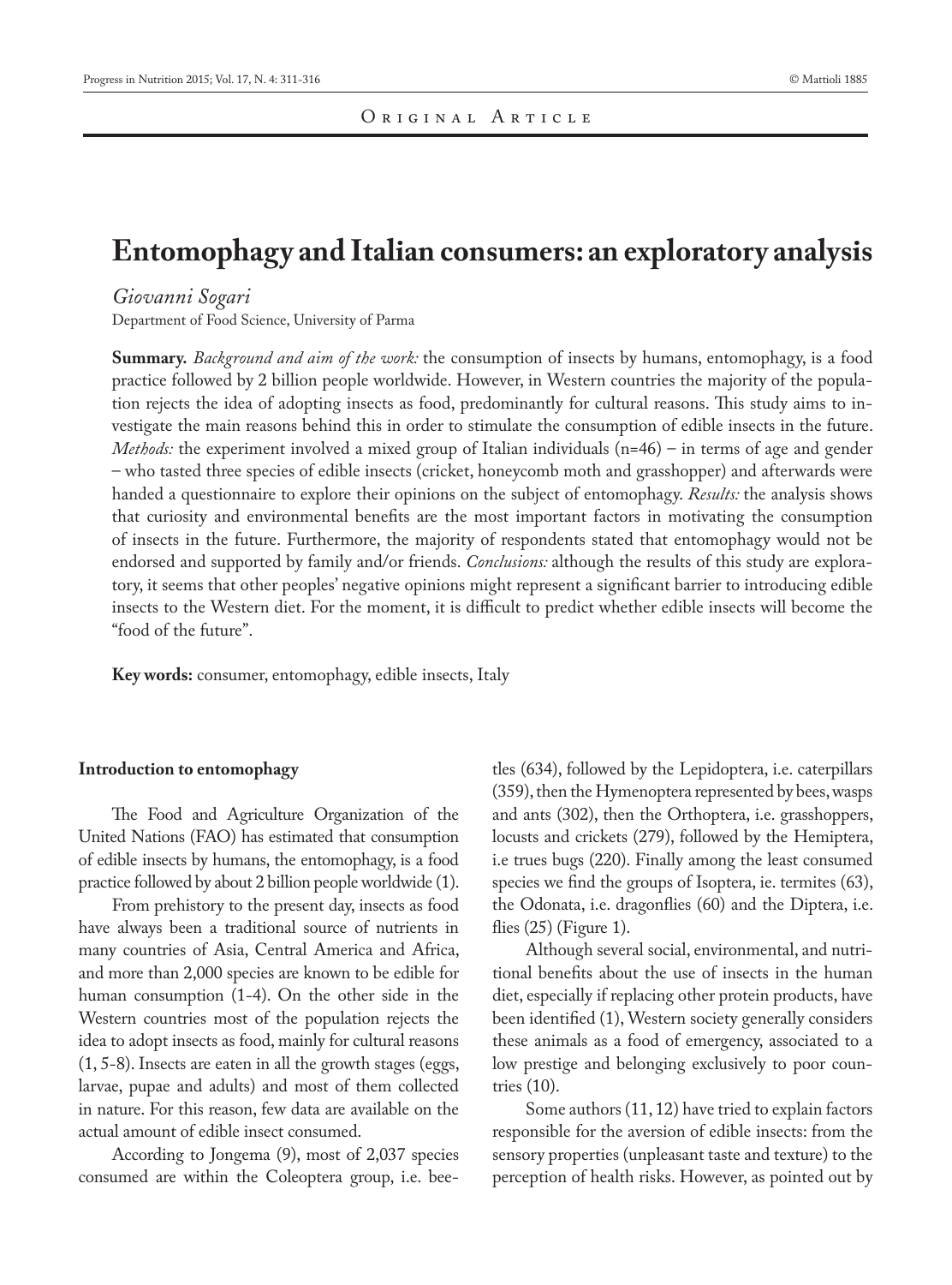Original Article

# Entomophagy and Italian consumers: an exploratory analysis

*Giovanni Sogari*

Department of Food Science, University of Parma

**Summary.** *Background and aim of the work:* the consumption of insects by humans, entomophagy, is a food practice followed by 2 billion people worldwide. However, in Western countries the majority of the population rejects the idea of adopting insects as food, predominantly for cultural reasons. This study aims to investigate the main reasons behind this in order to stimulate the consumption of edible insects in the future. *Methods:* the experiment involved a mixed group of Italian individuals (n=46) – in terms of age and gender – who tasted three species of edible insects (cricket, honeycomb moth and grasshopper) and afterwards were handed a questionnaire to explore their opinions on the subject of entomophagy. *Results:* the analysis shows that curiosity and environmental benefits are the most important factors in motivating the consumption of insects in the future. Furthermore, the majority of respondents stated that entomophagy would not be endorsed and supported by family and/or friends. *Conclusions:* although the results of this study are exploratory, it seems that other peoples' negative opinions might represent a significant barrier to introducing edible insects to the Western diet. For the moment, it is difficult to predict whether edible insects will become the "food of the future".

**Key words:** consumer, entomophagy, edible insects, Italy

## Introduction to entomophagy

The Food and Agriculture Organization of the United Nations (FAO) has estimated that consumption of edible insects by humans, the entomophagy, is a food practice followed by about 2 billion people worldwide (1).

From prehistory to the present day, insects as food have always been a traditional source of nutrients in many countries of Asia, Central America and Africa, and more than 2,000 species are known to be edible for human consumption (1-4). On the other side in the Western countries most of the population rejects the idea to adopt insects as food, mainly for cultural reasons (1, 5-8). Insects are eaten in all the growth stages (eggs, larvae, pupae and adults) and most of them collected in nature. For this reason, few data are available on the actual amount of edible insect consumed.

According to Jongema (9), most of 2,037 species consumed are within the Coleoptera group, i.e. beetles (634), followed by the Lepidoptera, i.e. caterpillars (359), then the Hymenoptera represented by bees, wasps and ants (302), then the Orthoptera, i.e. grasshoppers, locusts and crickets (279), followed by the Hemiptera, i.e trues bugs (220). Finally among the least consumed species we find the groups of Isoptera, ie. termites (63), the Odonata, i.e. dragonflies (60) and the Diptera, i.e. flies (25) (Figure 1).

Although several social, environmental, and nutritional benefits about the use of insects in the human diet, especially if replacing other protein products, have been identified (1), Western society generally considers these animals as a food of emergency, associated to a low prestige and belonging exclusively to poor countries (10).

Some authors (11, 12) have tried to explain factors responsible for the aversion of edible insects: from the sensory properties (unpleasant taste and texture) to the perception of health risks. However, as pointed out by